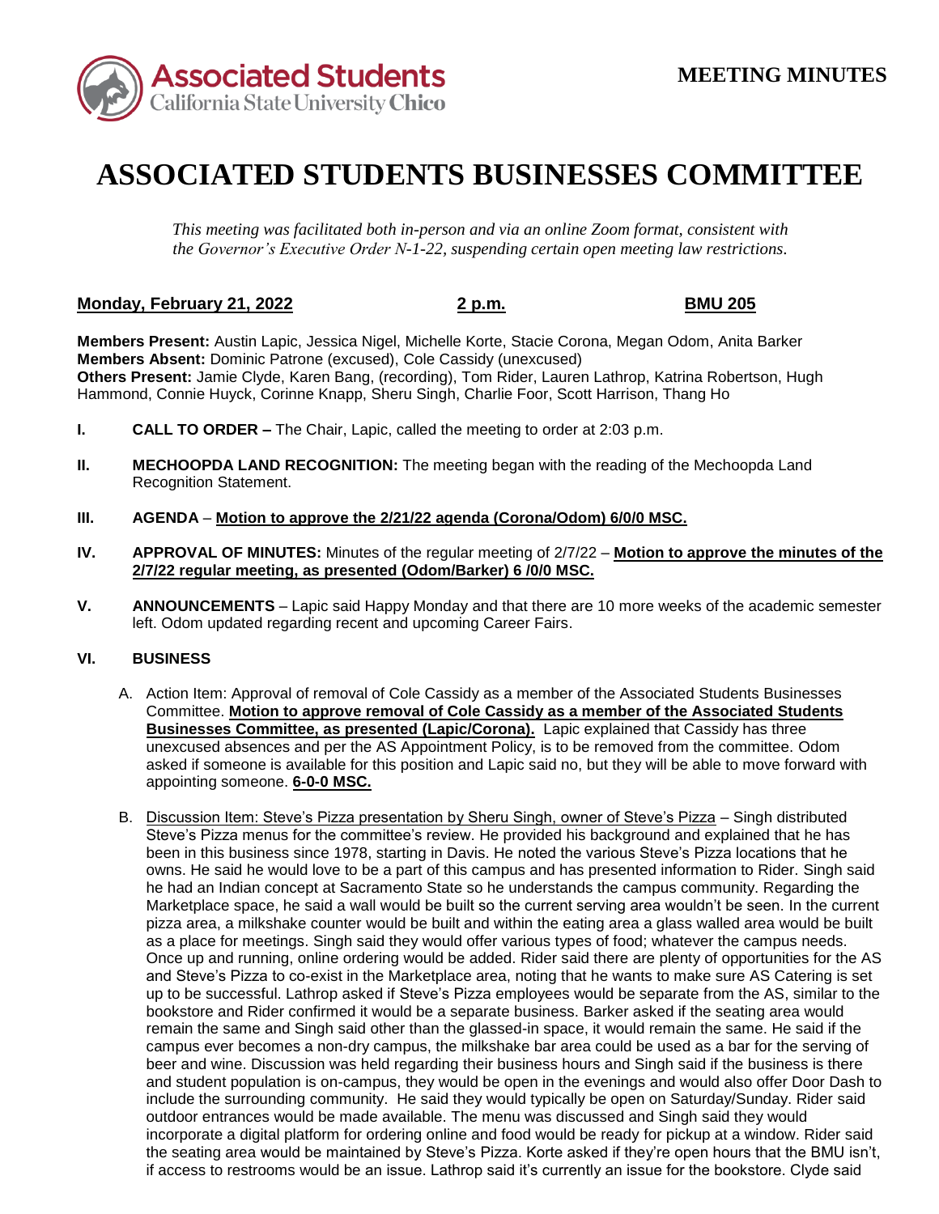**MEETING MINUTES**

# ASSOCIATED STUDENTS BUSINESSES COMMITTEE

*This meeting was facilitated both in-person and via an online Zoom format, consistent with the Governor's Executive Order N-1-22, suspending certain open meeting law restrictions.*

**Monday, February 21, 2022** **2 p.m.** **BMU 205**

**Members Present:** Austin Lapic, Jessica Nigel, Michelle Korte, Stacie Corona, Megan Odom, Anita Barker
**Members Absent:** Dominic Patrone (excused), Cole Cassidy (unexcused)
**Others Present:** Jamie Clyde, Karen Bang, (recording), Tom Rider, Lauren Lathrop, Katrina Robertson, Hugh Hammond, Connie Huyck, Corinne Knapp, Sheru Singh, Charlie Foor, Scott Harrison, Thang Ho

**I. CALL TO ORDER –** The Chair, Lapic, called the meeting to order at 2:03 p.m.

**II. MECHOOPDA LAND RECOGNITION:** The meeting began with the reading of the Mechoopda Land Recognition Statement.

**III. AGENDA** – **Motion to approve the 2/21/22 agenda (Corona/Odom) 6/0/0 MSC.**

**IV. APPROVAL OF MINUTES:** Minutes of the regular meeting of 2/7/22 – **Motion to approve the minutes of the 2/7/22 regular meeting, as presented (Odom/Barker) 6 /0/0 MSC.**

**V. ANNOUNCEMENTS** – Lapic said Happy Monday and that there are 10 more weeks of the academic semester left. Odom updated regarding recent and upcoming Career Fairs.

**VI. BUSINESS**

A. Action Item: Approval of removal of Cole Cassidy as a member of the Associated Students Businesses Committee. **Motion to approve removal of Cole Cassidy as a member of the Associated Students Businesses Committee, as presented (Lapic/Corona).** Lapic explained that Cassidy has three unexcused absences and per the AS Appointment Policy, is to be removed from the committee. Odom asked if someone is available for this position and Lapic said no, but they will be able to move forward with appointing someone. **6-0-0 MSC.**

B. Discussion Item: Steve's Pizza presentation by Sheru Singh, owner of Steve's Pizza – Singh distributed Steve's Pizza menus for the committee's review. He provided his background and explained that he has been in this business since 1978, starting in Davis. He noted the various Steve's Pizza locations that he owns. He said he would love to be a part of this campus and has presented information to Rider. Singh said he had an Indian concept at Sacramento State so he understands the campus community. Regarding the Marketplace space, he said a wall would be built so the current serving area wouldn't be seen. In the current pizza area, a milkshake counter would be built and within the eating area a glass walled area would be built as a place for meetings. Singh said they would offer various types of food; whatever the campus needs. Once up and running, online ordering would be added. Rider said there are plenty of opportunities for the AS and Steve's Pizza to co-exist in the Marketplace area, noting that he wants to make sure AS Catering is set up to be successful. Lathrop asked if Steve's Pizza employees would be separate from the AS, similar to the bookstore and Rider confirmed it would be a separate business. Barker asked if the seating area would remain the same and Singh said other than the glassed-in space, it would remain the same. He said if the campus ever becomes a non-dry campus, the milkshake bar area could be used as a bar for the serving of beer and wine. Discussion was held regarding their business hours and Singh said if the business is there and student population is on-campus, they would be open in the evenings and would also offer Door Dash to include the surrounding community. He said they would typically be open on Saturday/Sunday. Rider said outdoor entrances would be made available. The menu was discussed and Singh said they would incorporate a digital platform for ordering online and food would be ready for pickup at a window. Rider said the seating area would be maintained by Steve's Pizza. Korte asked if they're open hours that the BMU isn't, if access to restrooms would be an issue. Lathrop said it's currently an issue for the bookstore. Clyde said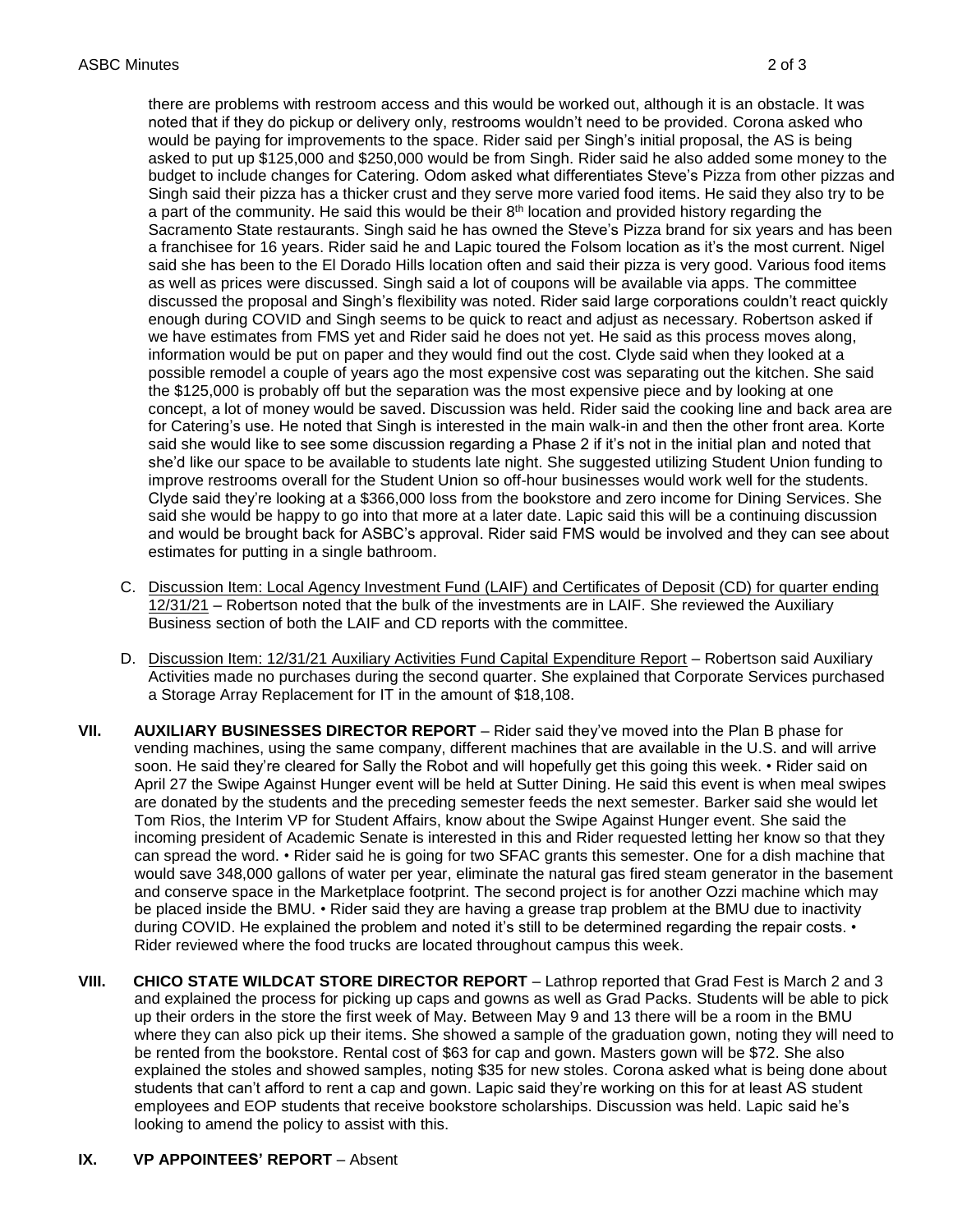there are problems with restroom access and this would be worked out, although it is an obstacle. It was noted that if they do pickup or delivery only, restrooms wouldn't need to be provided. Corona asked who would be paying for improvements to the space. Rider said per Singh's initial proposal, the AS is being asked to put up $125,000 and $250,000 would be from Singh. Rider said he also added some money to the budget to include changes for Catering. Odom asked what differentiates Steve's Pizza from other pizzas and Singh said their pizza has a thicker crust and they serve more varied food items. He said they also try to be a part of the community. He said this would be their 8th location and provided history regarding the Sacramento State restaurants. Singh said he has owned the Steve's Pizza brand for six years and has been a franchisee for 16 years. Rider said he and Lapic toured the Folsom location as it's the most current. Nigel said she has been to the El Dorado Hills location often and said their pizza is very good. Various food items as well as prices were discussed. Singh said a lot of coupons will be available via apps. The committee discussed the proposal and Singh's flexibility was noted. Rider said large corporations couldn't react quickly enough during COVID and Singh seems to be quick to react and adjust as necessary. Robertson asked if we have estimates from FMS yet and Rider said he does not yet. He said as this process moves along, information would be put on paper and they would find out the cost. Clyde said when they looked at a possible remodel a couple of years ago the most expensive cost was separating out the kitchen. She said the $125,000 is probably off but the separation was the most expensive piece and by looking at one concept, a lot of money would be saved. Discussion was held. Rider said the cooking line and back area are for Catering's use. He noted that Singh is interested in the main walk-in and then the other front area. Korte said she would like to see some discussion regarding a Phase 2 if it's not in the initial plan and noted that she'd like our space to be available to students late night. She suggested utilizing Student Union funding to improve restrooms overall for the Student Union so off-hour businesses would work well for the students. Clyde said they're looking at a $366,000 loss from the bookstore and zero income for Dining Services. She said she would be happy to go into that more at a later date. Lapic said this will be a continuing discussion and would be brought back for ASBC's approval. Rider said FMS would be involved and they can see about estimates for putting in a single bathroom.

C. Discussion Item: Local Agency Investment Fund (LAIF) and Certificates of Deposit (CD) for quarter ending 12/31/21 – Robertson noted that the bulk of the investments are in LAIF. She reviewed the Auxiliary Business section of both the LAIF and CD reports with the committee.

D. Discussion Item: 12/31/21 Auxiliary Activities Fund Capital Expenditure Report – Robertson said Auxiliary Activities made no purchases during the second quarter. She explained that Corporate Services purchased a Storage Array Replacement for IT in the amount of $18,108.

**VII. AUXILIARY BUSINESSES DIRECTOR REPORT** – Rider said they've moved into the Plan B phase for vending machines, using the same company, different machines that are available in the U.S. and will arrive soon. He said they're cleared for Sally the Robot and will hopefully get this going this week. • Rider said on April 27 the Swipe Against Hunger event will be held at Sutter Dining. He said this event is when meal swipes are donated by the students and the preceding semester feeds the next semester. Barker said she would let Tom Rios, the Interim VP for Student Affairs, know about the Swipe Against Hunger event. She said the incoming president of Academic Senate is interested in this and Rider requested letting her know so that they can spread the word. • Rider said he is going for two SFAC grants this semester. One for a dish machine that would save 348,000 gallons of water per year, eliminate the natural gas fired steam generator in the basement and conserve space in the Marketplace footprint. The second project is for another Ozzi machine which may be placed inside the BMU. • Rider said they are having a grease trap problem at the BMU due to inactivity during COVID. He explained the problem and noted it's still to be determined regarding the repair costs. • Rider reviewed where the food trucks are located throughout campus this week.

**VIII. CHICO STATE WILDCAT STORE DIRECTOR REPORT** – Lathrop reported that Grad Fest is March 2 and 3 and explained the process for picking up caps and gowns as well as Grad Packs. Students will be able to pick up their orders in the store the first week of May. Between May 9 and 13 there will be a room in the BMU where they can also pick up their items. She showed a sample of the graduation gown, noting they will need to be rented from the bookstore. Rental cost of $63 for cap and gown. Masters gown will be $72. She also explained the stoles and showed samples, noting $35 for new stoles. Corona asked what is being done about students that can't afford to rent a cap and gown. Lapic said they're working on this for at least AS student employees and EOP students that receive bookstore scholarships. Discussion was held. Lapic said he's looking to amend the policy to assist with this.

**IX. VP APPOINTEES' REPORT** – Absent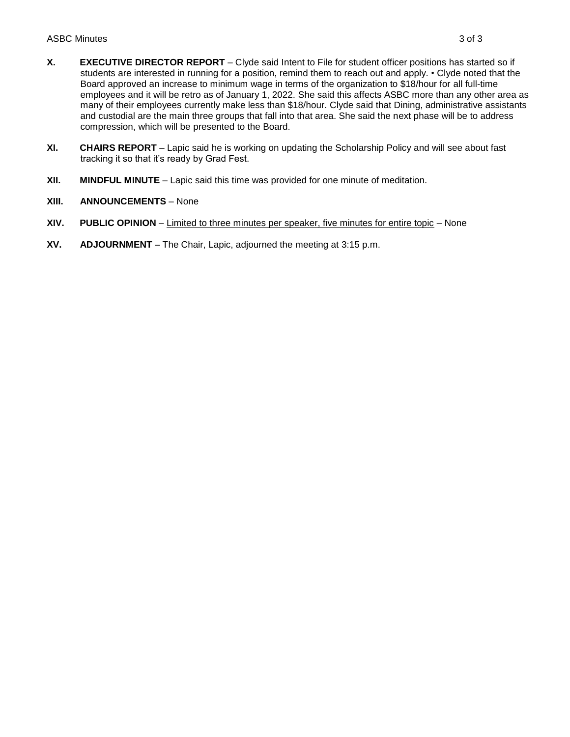**X. EXECUTIVE DIRECTOR REPORT** – Clyde said Intent to File for student officer positions has started so if students are interested in running for a position, remind them to reach out and apply. • Clyde noted that the Board approved an increase to minimum wage in terms of the organization to $18/hour for all full-time employees and it will be retro as of January 1, 2022. She said this affects ASBC more than any other area as many of their employees currently make less than $18/hour. Clyde said that Dining, administrative assistants and custodial are the main three groups that fall into that area. She said the next phase will be to address compression, which will be presented to the Board.

**XI. CHAIRS REPORT** – Lapic said he is working on updating the Scholarship Policy and will see about fast tracking it so that it's ready by Grad Fest.

**XII. MINDFUL MINUTE** – Lapic said this time was provided for one minute of meditation.

**XIII. ANNOUNCEMENTS** – None

**XIV. PUBLIC OPINION** – <u>Limited to three minutes per speaker, five minutes for entire topic</u> – None

**XV. ADJOURNMENT** – The Chair, Lapic, adjourned the meeting at 3:15 p.m.